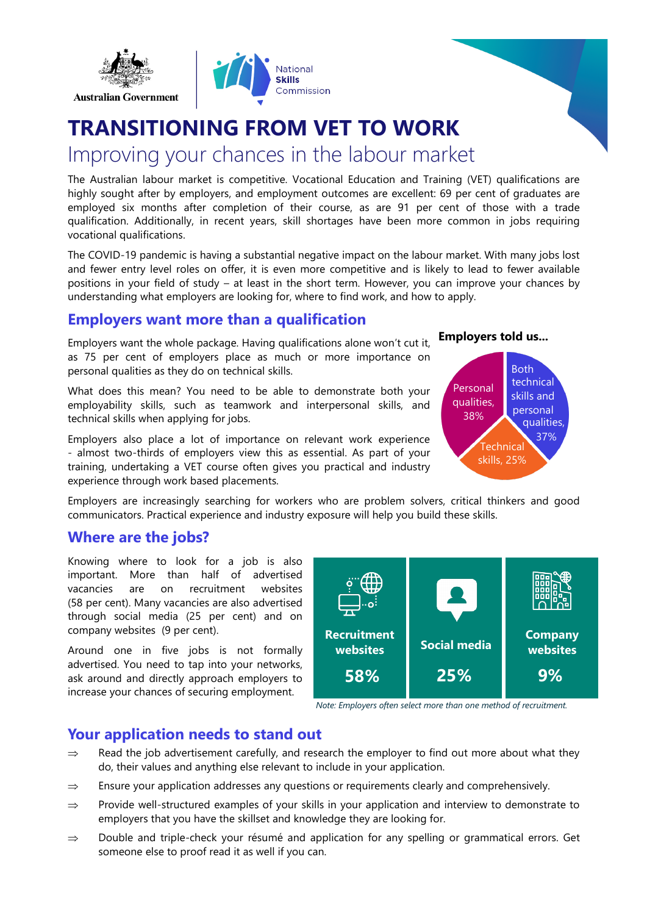Australian Government

National Skills Commission

# TRANSITIONING FROM VET TO WORK

## Improving your chances in the labour market

The Australian labour market is competitive. Vocational Education and Training (VET) qualifications are highly sought after by employers, and employment outcomes are excellent: 69 per cent of graduates are employed six months after completion of their course, as are 91 per cent of those with a trade qualification. Additionally, in recent years, skill shortages have been more common in jobs requiring vocational qualifications.

The COVID-19 pandemic is having a substantial negative impact on the labour market. With many jobs lost and fewer entry level roles on offer, it is even more competitive and is likely to lead to fewer available positions in your field of study – at least in the short term. However, you can improve your chances by understanding what employers are looking for, where to find work, and how to apply.

## Employers want more than a qualification

Employers want the whole package. Having qualifications alone won't cut it, as 75 per cent of employers place as much or more importance on personal qualities as they do on technical skills.

What does this mean? You need to be able to demonstrate both your employability skills, such as teamwork and interpersonal skills, and technical skills when applying for jobs.

Employers also place a lot of importance on relevant work experience - almost two-thirds of employers view this as essential. As part of your training, undertaking a VET course often gives you practical and industry experience through work based placements.

**Employers told us...**

- Personal qualities, 38%
- Both technical skills and personal qualities, 37%
- Technical skills, 25%

Employers are increasingly searching for workers who are problem solvers, critical thinkers and good communicators. Practical experience and industry exposure will help you build these skills.

## Where are the jobs?

Knowing where to look for a job is also important. More than half of advertised vacancies are on recruitment websites (58 per cent). Many vacancies are also advertised through social media (25 per cent) and on company websites (9 per cent).

Around one in five jobs is not formally advertised. You need to tap into your networks, ask around and directly approach employers to increase your chances of securing employment.

| Recruitment websites | Social media | Company websites |
|---|---|---|
| 58% | 25% | 9% |

*Note: Employers often select more than one method of recruitment.*

## Your application needs to stand out

⇒ Read the job advertisement carefully, and research the employer to find out more about what they do, their values and anything else relevant to include in your application.

⇒ Ensure your application addresses any questions or requirements clearly and comprehensively.

⇒ Provide well-structured examples of your skills in your application and interview to demonstrate to employers that you have the skillset and knowledge they are looking for.

⇒ Double and triple-check your résumé and application for any spelling or grammatical errors. Get someone else to proof read it as well if you can.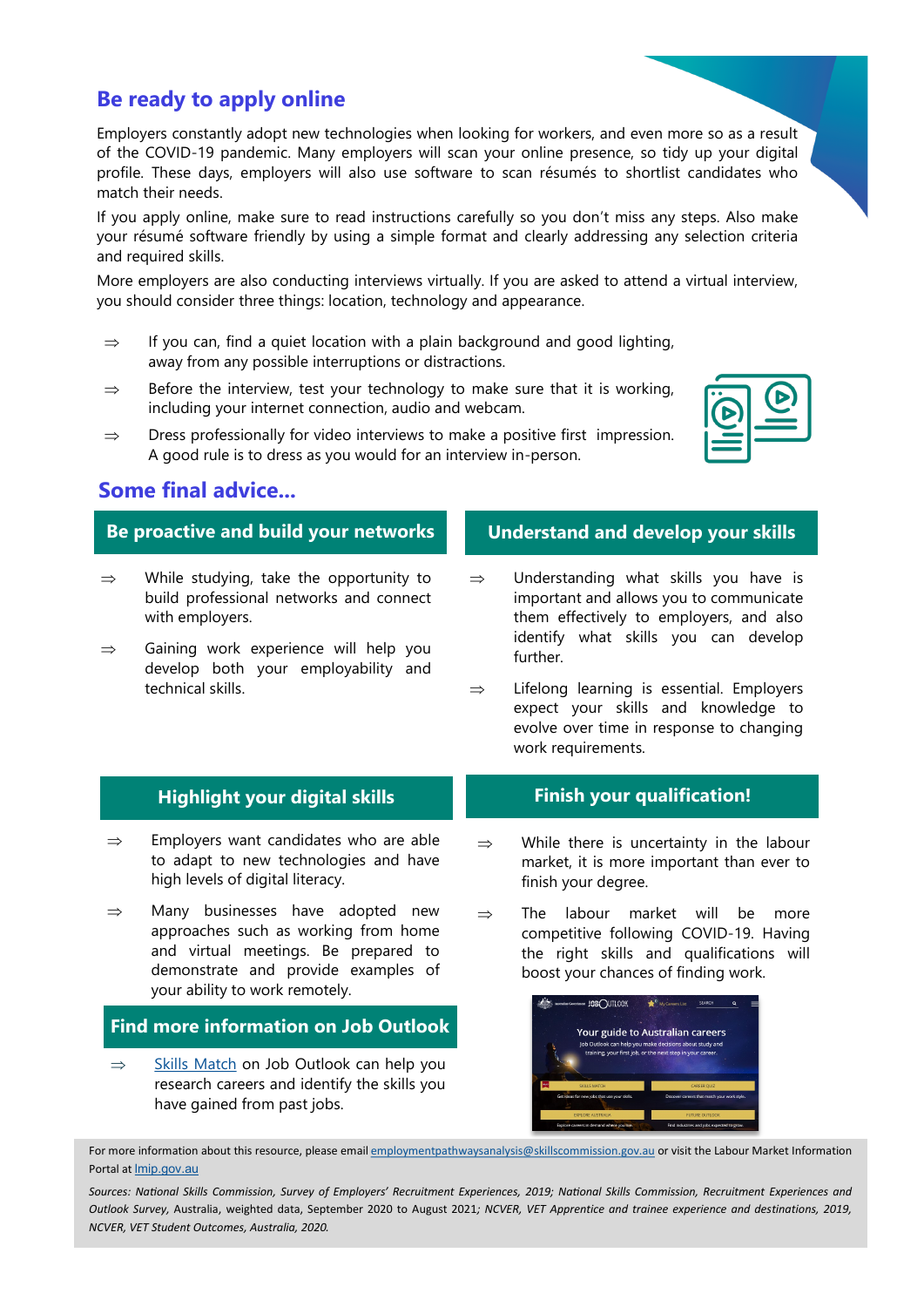## Be ready to apply online

Employers constantly adopt new technologies when looking for workers, and even more so as a result of the COVID-19 pandemic. Many employers will scan your online presence, so tidy up your digital profile. These days, employers will also use software to scan résumés to shortlist candidates who match their needs.

If you apply online, make sure to read instructions carefully so you don't miss any steps. Also make your résumé software friendly by using a simple format and clearly addressing any selection criteria and required skills.

More employers are also conducting interviews virtually. If you are asked to attend a virtual interview, you should consider three things: location, technology and appearance.

- ⇒ If you can, find a quiet location with a plain background and good lighting, away from any possible interruptions or distractions.
- ⇒ Before the interview, test your technology to make sure that it is working, including your internet connection, audio and webcam.
- ⇒ Dress professionally for video interviews to make a positive first impression. A good rule is to dress as you would for an interview in-person.

## Some final advice...

### Be proactive and build your networks

- ⇒ While studying, take the opportunity to build professional networks and connect with employers.
- ⇒ Gaining work experience will help you develop both your employability and technical skills.

### Understand and develop your skills

- ⇒ Understanding what skills you have is important and allows you to communicate them effectively to employers, and also identify what skills you can develop further.
- ⇒ Lifelong learning is essential. Employers expect your skills and knowledge to evolve over time in response to changing work requirements.

### Highlight your digital skills

- ⇒ Employers want candidates who are able to adapt to new technologies and have high levels of digital literacy.
- ⇒ Many businesses have adopted new approaches such as working from home and virtual meetings. Be prepared to demonstrate and provide examples of your ability to work remotely.

### Find more information on Job Outlook

- ⇒ Skills Match on Job Outlook can help you research careers and identify the skills you have gained from past jobs.

### Finish your qualification!

- ⇒ While there is uncertainty in the labour market, it is more important than ever to finish your degree.
- ⇒ The labour market will be more competitive following COVID-19. Having the right skills and qualifications will boost your chances of finding work.

For more information about this resource, please email employmentpathwaysanalysis@skillscommission.gov.au or visit the Labour Market Information Portal at lmip.gov.au

*Sources: National Skills Commission, Survey of Employers' Recruitment Experiences, 2019; National Skills Commission, Recruitment Experiences and Outlook Survey,* Australia, weighted data, September 2020 to August 2021*; NCVER, VET Apprentice and trainee experience and destinations, 2019, NCVER, VET Student Outcomes, Australia, 2020.*